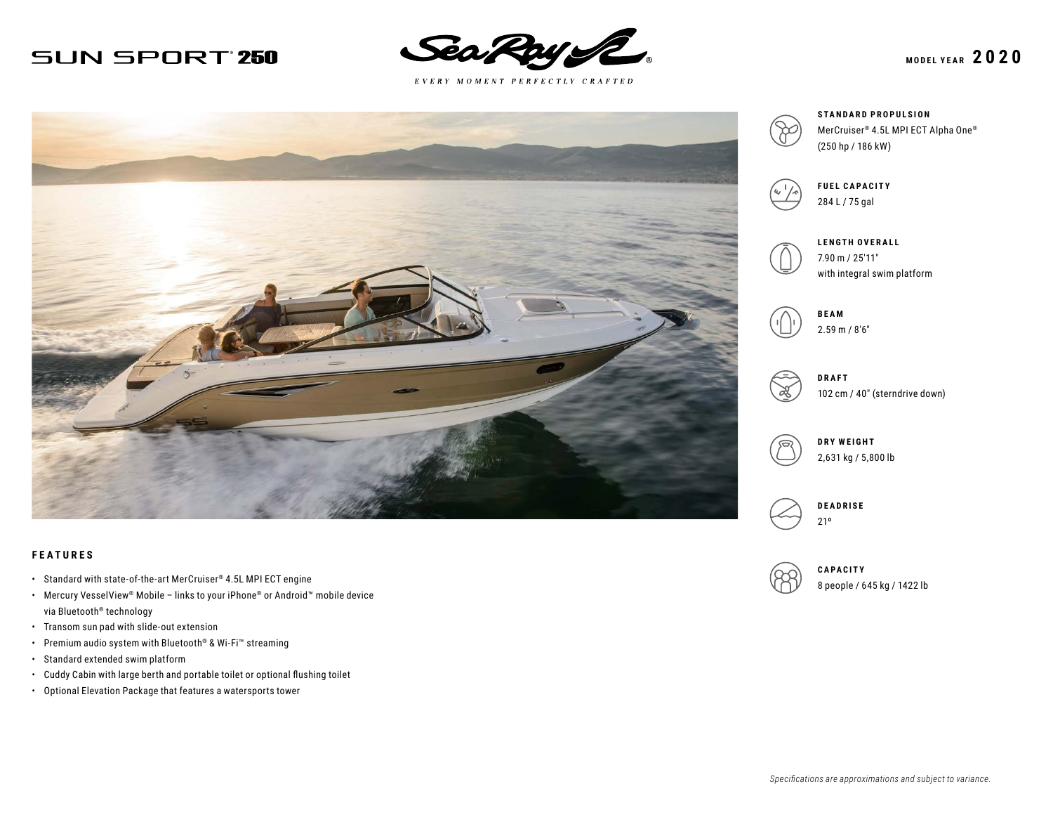# SUN SPORT® 250

Sea Ray

*EVERY MOMENT PERFECTLY CRAFTED*

**MODEL YEAR 2020**

**STANDARD PROPULSION**
MerCruiser® 4.5L MPI ECT Alpha One® (250 hp / 186 kW)

**FUEL CAPACITY**
284 L / 75 gal

**LENGTH OVERALL**
7.90 m / 25'11"
with integral swim platform

**BEAM**
2.59 m / 8'6"

**DRAFT**
102 cm / 40" (sterndrive down)

**DRY WEIGHT**
2,631 kg / 5,800 lb

**DEADRISE**
21º

**CAPACITY**
8 people / 645 kg / 1422 lb

## FEATURES

- Standard with state-of-the-art MerCruiser® 4.5L MPI ECT engine
- Mercury VesselView® Mobile – links to your iPhone® or Android™ mobile device via Bluetooth® technology
- Transom sun pad with slide-out extension
- Premium audio system with Bluetooth® & Wi-Fi™ streaming
- Standard extended swim platform
- Cuddy Cabin with large berth and portable toilet or optional flushing toilet
- Optional Elevation Package that features a watersports tower

*Specifications are approximations and subject to variance.*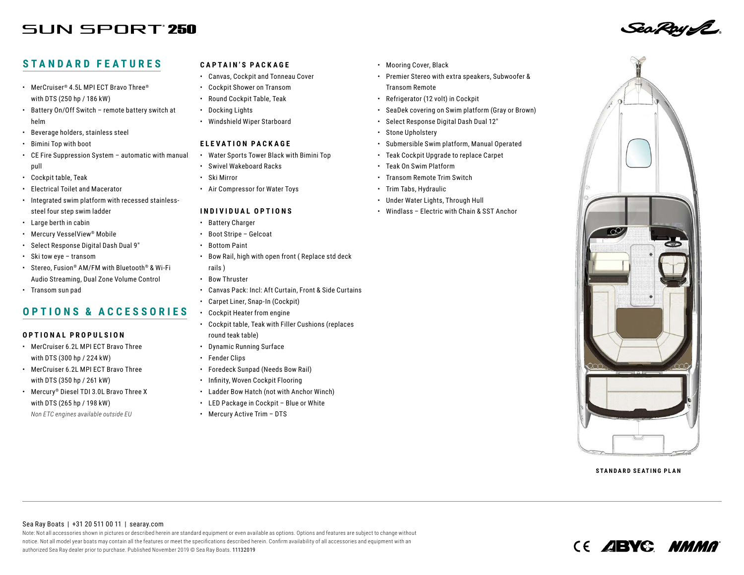# SUN SPORT 250

## STANDARD FEATURES

- MerCruiser® 4.5L MPI ECT Bravo Three® with DTS (250 hp / 186 kW)
- Battery On/Off Switch – remote battery switch at helm
- Beverage holders, stainless steel
- Bimini Top with boot
- CE Fire Suppression System – automatic with manual pull
- Cockpit table, Teak
- Electrical Toilet and Macerator
- Integrated swim platform with recessed stainless-steel four step swim ladder
- Large berth in cabin
- Mercury VesselView® Mobile
- Select Response Digital Dash Dual 9"
- Ski tow eye – transom
- Stereo, Fusion® AM/FM with Bluetooth® & Wi-Fi Audio Streaming, Dual Zone Volume Control
- Transom sun pad

## OPTIONS & ACCESSORIES

### OPTIONAL PROPULSION

- MerCruiser 6.2L MPI ECT Bravo Three with DTS (300 hp / 224 kW)
- MerCruiser 6.2L MPI ECT Bravo Three with DTS (350 hp / 261 kW)
- Mercury® Diesel TDI 3.0L Bravo Three X with DTS (265 hp / 198 kW)

*Non ETC engines available outside EU*

### CAPTAIN'S PACKAGE

- Canvas, Cockpit and Tonneau Cover
- Cockpit Shower on Transom
- Round Cockpit Table, Teak
- Docking Lights
- Windshield Wiper Starboard

### ELEVATION PACKAGE

- Water Sports Tower Black with Bimini Top
- Swivel Wakeboard Racks
- Ski Mirror
- Air Compressor for Water Toys

### INDIVIDUAL OPTIONS

- Battery Charger
- Boot Stripe – Gelcoat
- Bottom Paint
- Bow Rail, high with open front ( Replace std deck rails )
- Bow Thruster
- Canvas Pack: Incl: Aft Curtain, Front & Side Curtains
- Carpet Liner, Snap-In (Cockpit)
- Cockpit Heater from engine
- Cockpit table, Teak with Filler Cushions (replaces round teak table)
- Dynamic Running Surface
- Fender Clips
- Foredeck Sunpad (Needs Bow Rail)
- Infinity, Woven Cockpit Flooring
- Ladder Bow Hatch (not with Anchor Winch)
- LED Package in Cockpit – Blue or White
- Mercury Active Trim – DTS
- Mooring Cover, Black
- Premier Stereo with extra speakers, Subwoofer & Transom Remote
- Refrigerator (12 volt) in Cockpit
- SeaDek covering on Swim platform (Gray or Brown)
- Select Response Digital Dash Dual 12"
- Stone Upholstery
- Submersible Swim platform, Manual Operated
- Teak Cockpit Upgrade to replace Carpet
- Teak On Swim Platform
- Transom Remote Trim Switch
- Trim Tabs, Hydraulic
- Under Water Lights, Through Hull
- Windlass – Electric with Chain & SST Anchor

STANDARD SEATING PLAN

Sea Ray Boats | +31 20 511 00 11 | searay.com

Note: Not all accessories shown in pictures or described herein are standard equipment or even available as options. Options and features are subject to change without notice. Not all model year boats may contain all the features or meet the specifications described herein. Confirm availability of all accessories and equipment with an authorized Sea Ray dealer prior to purchase. Published November 2019 © Sea Ray Boats. 11132019